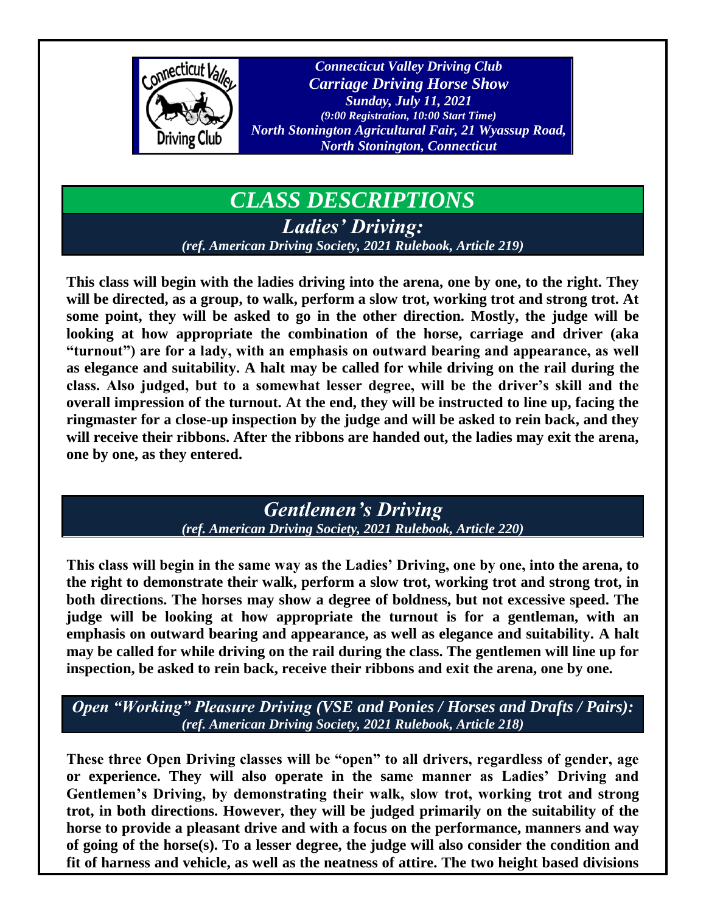*Connecticut Valley Driving Club*
*Carriage Driving Horse Show*
*Sunday, July 11, 2021*
*(9:00 Registration, 10:00 Start Time)*
*North Stonington Agricultural Fair, 21 Wyassup Road, North Stonington, Connecticut*

# *CLASS DESCRIPTIONS*

## *Ladies' Driving:*

*(ref. American Driving Society, 2021 Rulebook, Article 219)*

**This class will begin with the ladies driving into the arena, one by one, to the right. They will be directed, as a group, to walk, perform a slow trot, working trot and strong trot. At some point, they will be asked to go in the other direction. Mostly, the judge will be looking at how appropriate the combination of the horse, carriage and driver (aka "turnout") are for a lady, with an emphasis on outward bearing and appearance, as well as elegance and suitability. A halt may be called for while driving on the rail during the class. Also judged, but to a somewhat lesser degree, will be the driver's skill and the overall impression of the turnout. At the end, they will be instructed to line up, facing the ringmaster for a close-up inspection by the judge and will be asked to rein back, and they will receive their ribbons. After the ribbons are handed out, the ladies may exit the arena, one by one, as they entered.**

## *Gentlemen's Driving*

*(ref. American Driving Society, 2021 Rulebook, Article 220)*

**This class will begin in the same way as the Ladies' Driving, one by one, into the arena, to the right to demonstrate their walk, perform a slow trot, working trot and strong trot, in both directions. The horses may show a degree of boldness, but not excessive speed. The judge will be looking at how appropriate the turnout is for a gentleman, with an emphasis on outward bearing and appearance, as well as elegance and suitability. A halt may be called for while driving on the rail during the class. The gentlemen will line up for inspection, be asked to rein back, receive their ribbons and exit the arena, one by one.**

## *Open "Working" Pleasure Driving (VSE and Ponies / Horses and Drafts / Pairs):*

*(ref. American Driving Society, 2021 Rulebook, Article 218)*

**These three Open Driving classes will be "open" to all drivers, regardless of gender, age or experience. They will also operate in the same manner as Ladies' Driving and Gentlemen's Driving, by demonstrating their walk, slow trot, working trot and strong trot, in both directions. However, they will be judged primarily on the suitability of the horse to provide a pleasant drive and with a focus on the performance, manners and way of going of the horse(s). To a lesser degree, the judge will also consider the condition and fit of harness and vehicle, as well as the neatness of attire. The two height based divisions**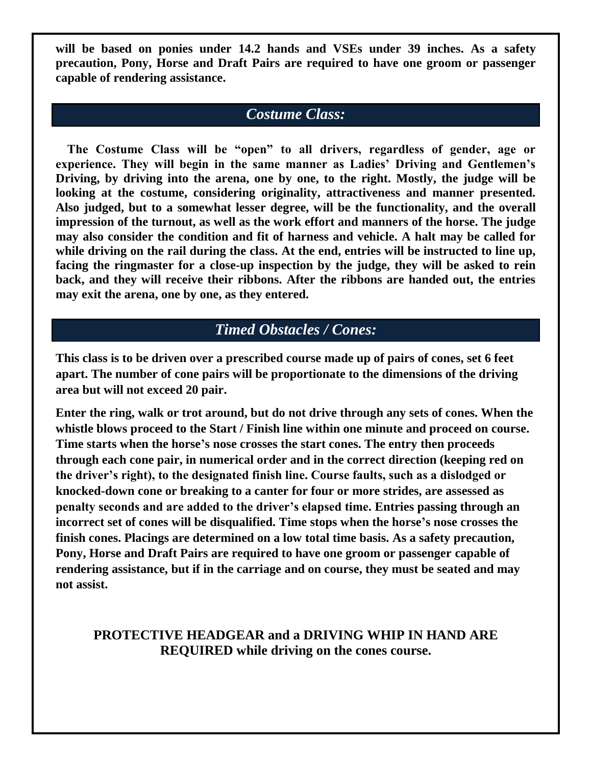**will be based on ponies under 14.2 hands and VSEs under 39 inches. As a safety precaution, Pony, Horse and Draft Pairs are required to have one groom or passenger capable of rendering assistance.**

## *Costume Class:*

**The Costume Class will be "open" to all drivers, regardless of gender, age or experience. They will begin in the same manner as Ladies' Driving and Gentlemen's Driving, by driving into the arena, one by one, to the right. Mostly, the judge will be looking at the costume, considering originality, attractiveness and manner presented. Also judged, but to a somewhat lesser degree, will be the functionality, and the overall impression of the turnout, as well as the work effort and manners of the horse. The judge may also consider the condition and fit of harness and vehicle. A halt may be called for while driving on the rail during the class. At the end, entries will be instructed to line up, facing the ringmaster for a close-up inspection by the judge, they will be asked to rein back, and they will receive their ribbons. After the ribbons are handed out, the entries may exit the arena, one by one, as they entered.**

## *Timed Obstacles / Cones:*

**This class is to be driven over a prescribed course made up of pairs of cones, set 6 feet apart. The number of cone pairs will be proportionate to the dimensions of the driving area but will not exceed 20 pair.**

**Enter the ring, walk or trot around, but do not drive through any sets of cones. When the whistle blows proceed to the Start / Finish line within one minute and proceed on course. Time starts when the horse's nose crosses the start cones. The entry then proceeds through each cone pair, in numerical order and in the correct direction (keeping red on the driver's right), to the designated finish line. Course faults, such as a dislodged or knocked-down cone or breaking to a canter for four or more strides, are assessed as penalty seconds and are added to the driver's elapsed time. Entries passing through an incorrect set of cones will be disqualified. Time stops when the horse's nose crosses the finish cones. Placings are determined on a low total time basis. As a safety precaution, Pony, Horse and Draft Pairs are required to have one groom or passenger capable of rendering assistance, but if in the carriage and on course, they must be seated and may not assist.**

**PROTECTIVE HEADGEAR and a DRIVING WHIP IN HAND ARE REQUIRED while driving on the cones course.**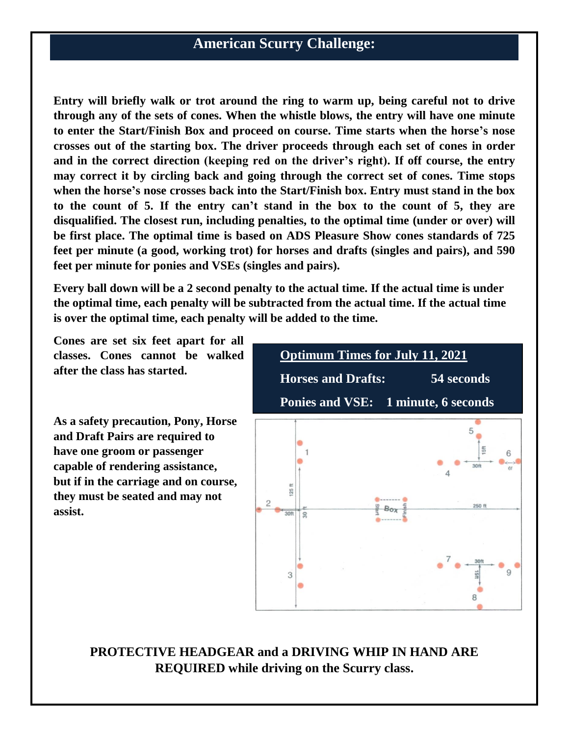## American Scurry Challenge:

**Entry will briefly walk or trot around the ring to warm up, being careful not to drive through any of the sets of cones. When the whistle blows, the entry will have one minute to enter the Start/Finish Box and proceed on course. Time starts when the horse's nose crosses out of the starting box. The driver proceeds through each set of cones in order and in the correct direction (keeping red on the driver's right). If off course, the entry may correct it by circling back and going through the correct set of cones. Time stops when the horse's nose crosses back into the Start/Finish box. Entry must stand in the box to the count of 5. If the entry can't stand in the box to the count of 5, they are disqualified. The closest run, including penalties, to the optimal time (under or over) will be first place. The optimal time is based on ADS Pleasure Show cones standards of 725 feet per minute (a good, working trot) for horses and drafts (singles and pairs), and 590 feet per minute for ponies and VSEs (singles and pairs).**

**Every ball down will be a 2 second penalty to the actual time. If the actual time is under the optimal time, each penalty will be subtracted from the actual time. If the actual time is over the optimal time, each penalty will be added to the time.**

**Cones are set six feet apart for all classes. Cones cannot be walked after the class has started.**

**As a safety precaution, Pony, Horse and Draft Pairs are required to have one groom or passenger capable of rendering assistance, but if in the carriage and on course, they must be seated and may not assist.**

**Optimum Times for July 11, 2021**

**Horses and Drafts: 54 seconds**

**Ponies and VSE: 1 minute, 6 seconds**

1
2
3
4
5
6
7
8
9
125 ft
30 ft
30ft
Start
Box
Finish
250 ft
15ft
30ft
6f
30ft
15ft

**PROTECTIVE HEADGEAR and a DRIVING WHIP IN HAND ARE REQUIRED while driving on the Scurry class.**